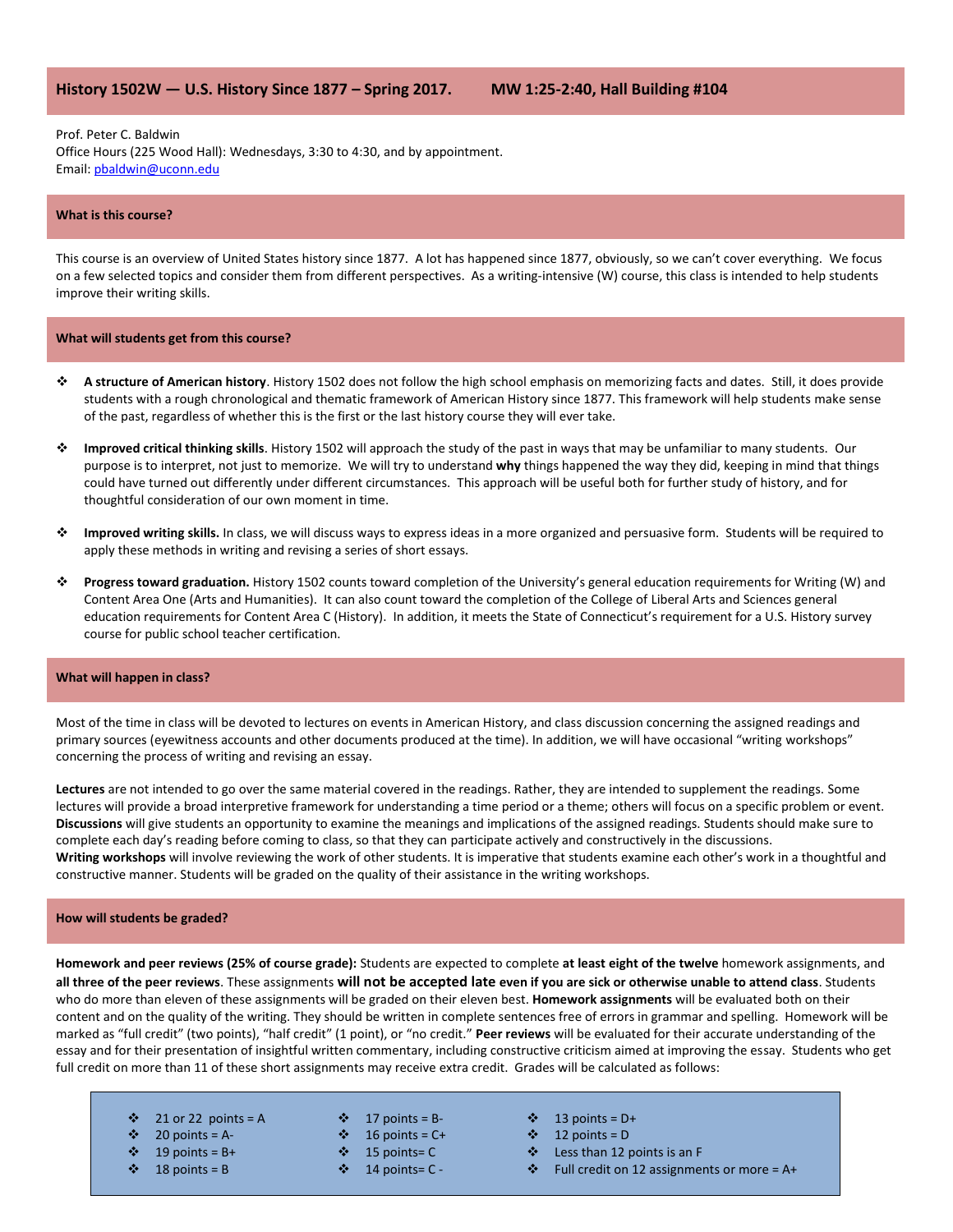## History 1502W — U.S. History Since 1877 – Spring 2017. MW 1:25-2:40, Hall Building #104

Prof. Peter C. Baldwin
Office Hours (225 Wood Hall): Wednesdays, 3:30 to 4:30, and by appointment.
Email: pbaldwin@uconn.edu

### What is this course?

This course is an overview of United States history since 1877. A lot has happened since 1877, obviously, so we can't cover everything. We focus on a few selected topics and consider them from different perspectives. As a writing-intensive (W) course, this class is intended to help students improve their writing skills.

### What will students get from this course?

- **A structure of American history**. History 1502 does not follow the high school emphasis on memorizing facts and dates. Still, it does provide students with a rough chronological and thematic framework of American History since 1877. This framework will help students make sense of the past, regardless of whether this is the first or the last history course they will ever take.
- **Improved critical thinking skills**. History 1502 will approach the study of the past in ways that may be unfamiliar to many students. Our purpose is to interpret, not just to memorize. We will try to understand **why** things happened the way they did, keeping in mind that things could have turned out differently under different circumstances. This approach will be useful both for further study of history, and for thoughtful consideration of our own moment in time.
- **Improved writing skills.** In class, we will discuss ways to express ideas in a more organized and persuasive form. Students will be required to apply these methods in writing and revising a series of short essays.
- **Progress toward graduation.** History 1502 counts toward completion of the University's general education requirements for Writing (W) and Content Area One (Arts and Humanities). It can also count toward the completion of the College of Liberal Arts and Sciences general education requirements for Content Area C (History). In addition, it meets the State of Connecticut's requirement for a U.S. History survey course for public school teacher certification.

### What will happen in class?

Most of the time in class will be devoted to lectures on events in American History, and class discussion concerning the assigned readings and primary sources (eyewitness accounts and other documents produced at the time). In addition, we will have occasional "writing workshops" concerning the process of writing and revising an essay.

**Lectures** are not intended to go over the same material covered in the readings. Rather, they are intended to supplement the readings. Some lectures will provide a broad interpretive framework for understanding a time period or a theme; others will focus on a specific problem or event. **Discussions** will give students an opportunity to examine the meanings and implications of the assigned readings. Students should make sure to complete each day's reading before coming to class, so that they can participate actively and constructively in the discussions.
**Writing workshops** will involve reviewing the work of other students. It is imperative that students examine each other's work in a thoughtful and constructive manner. Students will be graded on the quality of their assistance in the writing workshops.

### How will students be graded?

**Homework and peer reviews (25% of course grade):** Students are expected to complete **at least eight of the twelve** homework assignments, and **all three of the peer reviews**. These assignments **will not be accepted late even if you are sick or otherwise unable to attend class**. Students who do more than eleven of these assignments will be graded on their eleven best. **Homework assignments** will be evaluated both on their content and on the quality of the writing. They should be written in complete sentences free of errors in grammar and spelling. Homework will be marked as "full credit" (two points), "half credit" (1 point), or "no credit." **Peer reviews** will be evaluated for their accurate understanding of the essay and for their presentation of insightful written commentary, including constructive criticism aimed at improving the essay. Students who get full credit on more than 11 of these short assignments may receive extra credit. Grades will be calculated as follows:

- 21 or 22 points = A
- 20 points = A-
- 19 points = B+
- 18 points = B
- 17 points = B-
- 16 points = C+
- 15 points= C
- 14 points= C -
- 13 points = D+
- 12 points = D
- Less than 12 points is an F
- Full credit on 12 assignments or more = A+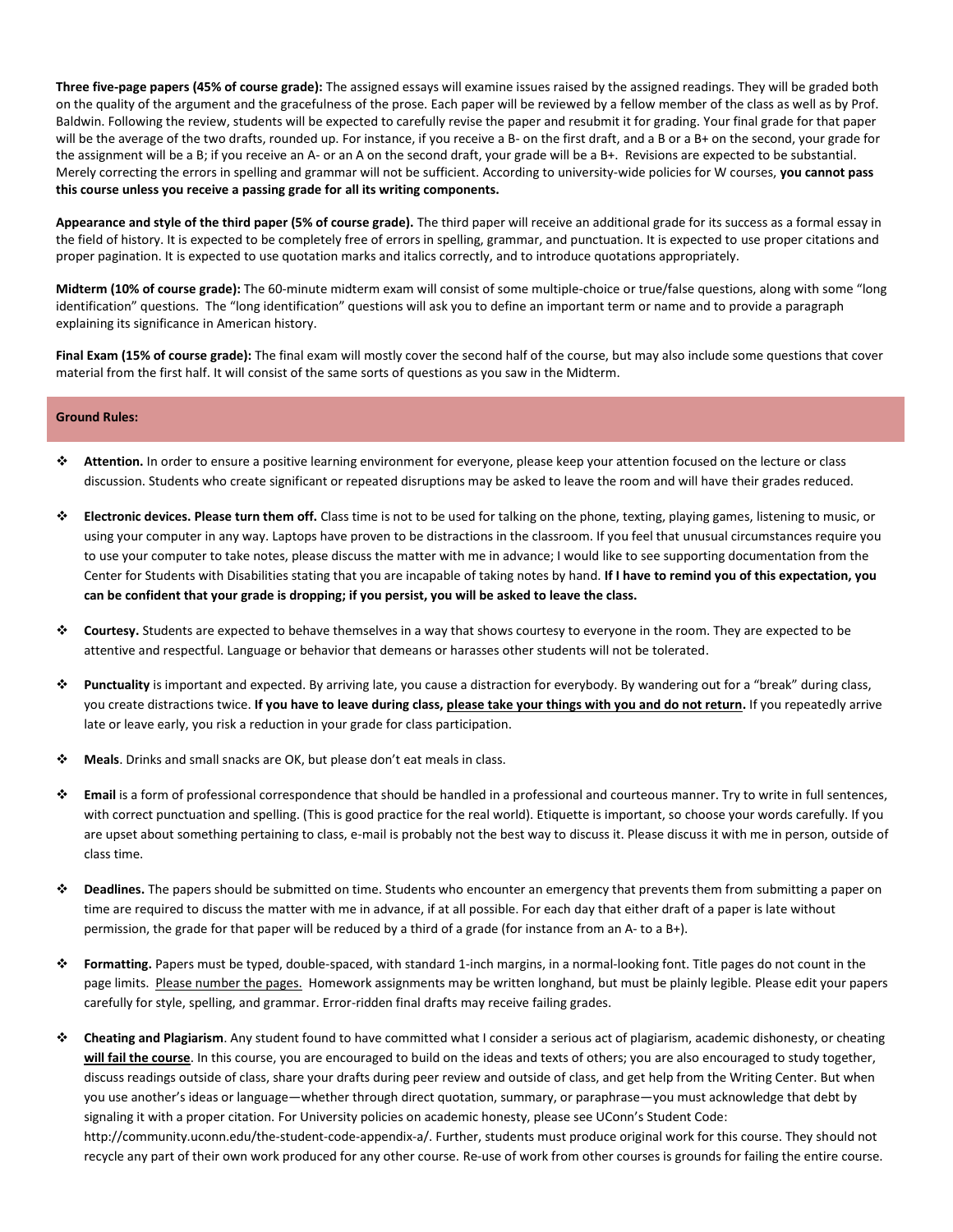**Three five-page papers (45% of course grade):** The assigned essays will examine issues raised by the assigned readings. They will be graded both on the quality of the argument and the gracefulness of the prose. Each paper will be reviewed by a fellow member of the class as well as by Prof. Baldwin. Following the review, students will be expected to carefully revise the paper and resubmit it for grading. Your final grade for that paper will be the average of the two drafts, rounded up. For instance, if you receive a B- on the first draft, and a B or a B+ on the second, your grade for the assignment will be a B; if you receive an A- or an A on the second draft, your grade will be a B+. Revisions are expected to be substantial. Merely correcting the errors in spelling and grammar will not be sufficient. According to university-wide policies for W courses, **you cannot pass this course unless you receive a passing grade for all its writing components.**

**Appearance and style of the third paper (5% of course grade).** The third paper will receive an additional grade for its success as a formal essay in the field of history. It is expected to be completely free of errors in spelling, grammar, and punctuation. It is expected to use proper citations and proper pagination. It is expected to use quotation marks and italics correctly, and to introduce quotations appropriately.

**Midterm (10% of course grade):** The 60-minute midterm exam will consist of some multiple-choice or true/false questions, along with some "long identification" questions. The "long identification" questions will ask you to define an important term or name and to provide a paragraph explaining its significance in American history.

**Final Exam (15% of course grade):** The final exam will mostly cover the second half of the course, but may also include some questions that cover material from the first half. It will consist of the same sorts of questions as you saw in the Midterm.

## Ground Rules:

- **Attention.** In order to ensure a positive learning environment for everyone, please keep your attention focused on the lecture or class discussion. Students who create significant or repeated disruptions may be asked to leave the room and will have their grades reduced.

- **Electronic devices. Please turn them off.** Class time is not to be used for talking on the phone, texting, playing games, listening to music, or using your computer in any way. Laptops have proven to be distractions in the classroom. If you feel that unusual circumstances require you to use your computer to take notes, please discuss the matter with me in advance; I would like to see supporting documentation from the Center for Students with Disabilities stating that you are incapable of taking notes by hand. **If I have to remind you of this expectation, you can be confident that your grade is dropping; if you persist, you will be asked to leave the class.**

- **Courtesy.** Students are expected to behave themselves in a way that shows courtesy to everyone in the room. They are expected to be attentive and respectful. Language or behavior that demeans or harasses other students will not be tolerated.

- **Punctuality** is important and expected. By arriving late, you cause a distraction for everybody. By wandering out for a "break" during class, you create distractions twice. **If you have to leave during class, please take your things with you and do not return.** If you repeatedly arrive late or leave early, you risk a reduction in your grade for class participation.

- **Meals**. Drinks and small snacks are OK, but please don't eat meals in class.

- **Email** is a form of professional correspondence that should be handled in a professional and courteous manner. Try to write in full sentences, with correct punctuation and spelling. (This is good practice for the real world). Etiquette is important, so choose your words carefully. If you are upset about something pertaining to class, e-mail is probably not the best way to discuss it. Please discuss it with me in person, outside of class time.

- **Deadlines.** The papers should be submitted on time. Students who encounter an emergency that prevents them from submitting a paper on time are required to discuss the matter with me in advance, if at all possible. For each day that either draft of a paper is late without permission, the grade for that paper will be reduced by a third of a grade (for instance from an A- to a B+).

- **Formatting.** Papers must be typed, double-spaced, with standard 1-inch margins, in a normal-looking font. Title pages do not count in the page limits. Please number the pages. Homework assignments may be written longhand, but must be plainly legible. Please edit your papers carefully for style, spelling, and grammar. Error-ridden final drafts may receive failing grades.

- **Cheating and Plagiarism**. Any student found to have committed what I consider a serious act of plagiarism, academic dishonesty, or cheating **will fail the course**. In this course, you are encouraged to build on the ideas and texts of others; you are also encouraged to study together, discuss readings outside of class, share your drafts during peer review and outside of class, and get help from the Writing Center. But when you use another's ideas or language—whether through direct quotation, summary, or paraphrase—you must acknowledge that debt by signaling it with a proper citation. For University policies on academic honesty, please see UConn's Student Code: http://community.uconn.edu/the-student-code-appendix-a/. Further, students must produce original work for this course. They should not recycle any part of their own work produced for any other course. Re-use of work from other courses is grounds for failing the entire course.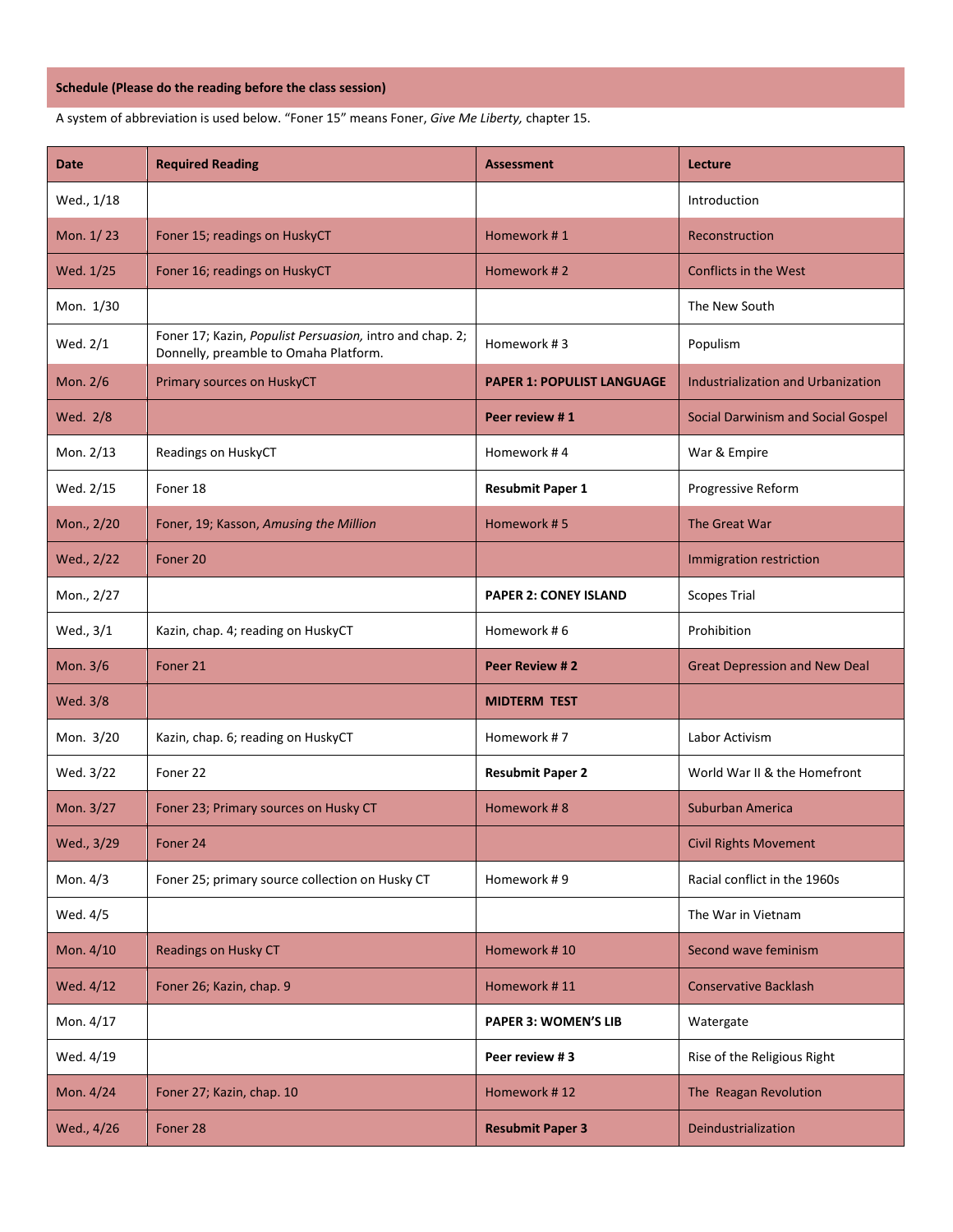**Schedule (Please do the reading before the class session)**

A system of abbreviation is used below. "Foner 15" means Foner, *Give Me Liberty,* chapter 15.

| Date | Required Reading | Assessment | Lecture |
|---|---|---|---|
| Wed., 1/18 | | | Introduction |
| Mon. 1/ 23 | Foner 15; readings on HuskyCT | Homework # 1 | Reconstruction |
| Wed. 1/25 | Foner 16; readings on HuskyCT | Homework # 2 | Conflicts in the West |
| Mon. 1/30 | | | The New South |
| Wed. 2/1 | Foner 17; Kazin, *Populist Persuasion,* intro and chap. 2; Donnelly, preamble to Omaha Platform. | Homework # 3 | Populism |
| Mon. 2/6 | Primary sources on HuskyCT | **PAPER 1: POPULIST LANGUAGE** | Industrialization and Urbanization |
| Wed. 2/8 | | **Peer review # 1** | Social Darwinism and Social Gospel |
| Mon. 2/13 | Readings on HuskyCT | Homework # 4 | War & Empire |
| Wed. 2/15 | Foner 18 | **Resubmit Paper 1** | Progressive Reform |
| Mon., 2/20 | Foner, 19; Kasson, *Amusing the Million* | Homework # 5 | The Great War |
| Wed., 2/22 | Foner 20 | | Immigration restriction |
| Mon., 2/27 | | **PAPER 2: CONEY ISLAND** | Scopes Trial |
| Wed., 3/1 | Kazin, chap. 4; reading on HuskyCT | Homework # 6 | Prohibition |
| Mon. 3/6 | Foner 21 | **Peer Review # 2** | Great Depression and New Deal |
| Wed. 3/8 | | **MIDTERM TEST** | |
| Mon. 3/20 | Kazin, chap. 6; reading on HuskyCT | Homework # 7 | Labor Activism |
| Wed. 3/22 | Foner 22 | **Resubmit Paper 2** | World War II & the Homefront |
| Mon. 3/27 | Foner 23; Primary sources on Husky CT | Homework # 8 | Suburban America |
| Wed., 3/29 | Foner 24 | | Civil Rights Movement |
| Mon. 4/3 | Foner 25; primary source collection on Husky CT | Homework # 9 | Racial conflict in the 1960s |
| Wed. 4/5 | | | The War in Vietnam |
| Mon. 4/10 | Readings on Husky CT | Homework # 10 | Second wave feminism |
| Wed. 4/12 | Foner 26; Kazin, chap. 9 | Homework # 11 | Conservative Backlash |
| Mon. 4/17 | | **PAPER 3: WOMEN'S LIB** | Watergate |
| Wed. 4/19 | | **Peer review # 3** | Rise of the Religious Right |
| Mon. 4/24 | Foner 27; Kazin, chap. 10 | Homework # 12 | The Reagan Revolution |
| Wed., 4/26 | Foner 28 | **Resubmit Paper 3** | Deindustrialization |